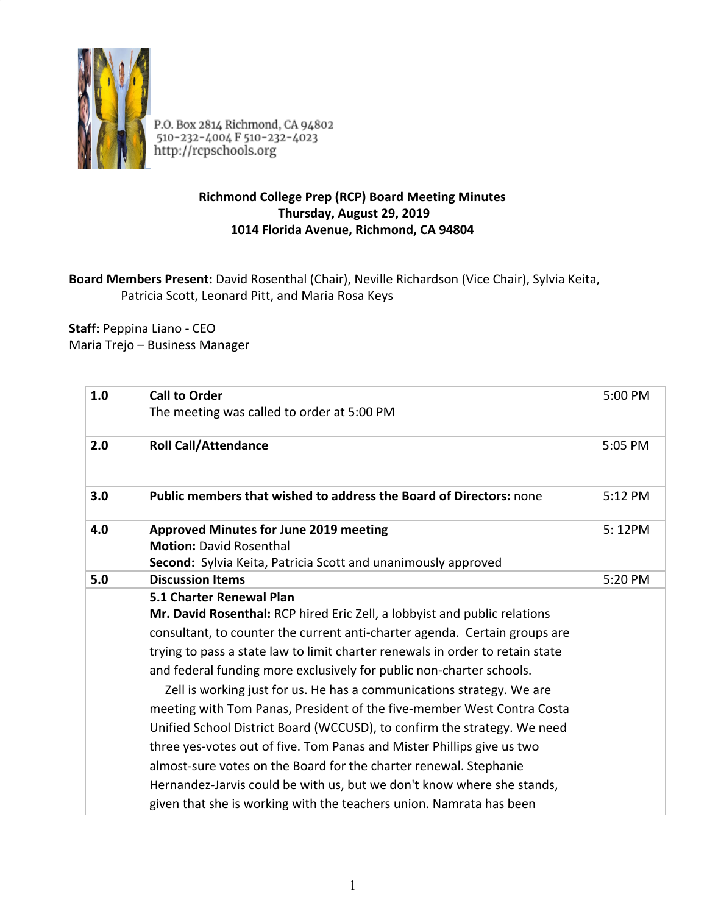P.O. Box 2814 Richmond, CA 94802
510-232-4004 F 510-232-4023
http://rcpschools.org

**Richmond College Prep (RCP) Board Meeting Minutes**
**Thursday, August 29, 2019**
**1014 Florida Avenue, Richmond, CA 94804**

**Board Members Present:** David Rosenthal (Chair), Neville Richardson (Vice Chair), Sylvia Keita, Patricia Scott, Leonard Pitt, and Maria Rosa Keys

**Staff:** Peppina Liano - CEO
Maria Trejo – Business Manager

| | | |
|---|---|---|
| 1.0 | **Call to Order**<br>The meeting was called to order at 5:00 PM | 5:00 PM |
| 2.0 | **Roll Call/Attendance** | 5:05 PM |
| 3.0 | **Public members that wished to address the Board of Directors:** none | 5:12 PM |
| 4.0 | **Approved Minutes for June 2019 meeting**<br>**Motion:** David Rosenthal<br>**Second:** Sylvia Keita, Patricia Scott and unanimously approved | 5: 12PM |
| 5.0 | **Discussion Items** | 5:20 PM |
| | **5.1 Charter Renewal Plan**<br>**Mr. David Rosenthal:** RCP hired Eric Zell, a lobbyist and public relations consultant, to counter the current anti-charter agenda. Certain groups are trying to pass a state law to limit charter renewals in order to retain state and federal funding more exclusively for public non-charter schools.<br>Zell is working just for us. He has a communications strategy. We are meeting with Tom Panas, President of the five-member West Contra Costa Unified School District Board (WCCUSD), to confirm the strategy. We need three yes-votes out of five. Tom Panas and Mister Phillips give us two almost-sure votes on the Board for the charter renewal. Stephanie Hernandez-Jarvis could be with us, but we don't know where she stands, given that she is working with the teachers union. Namrata has been | |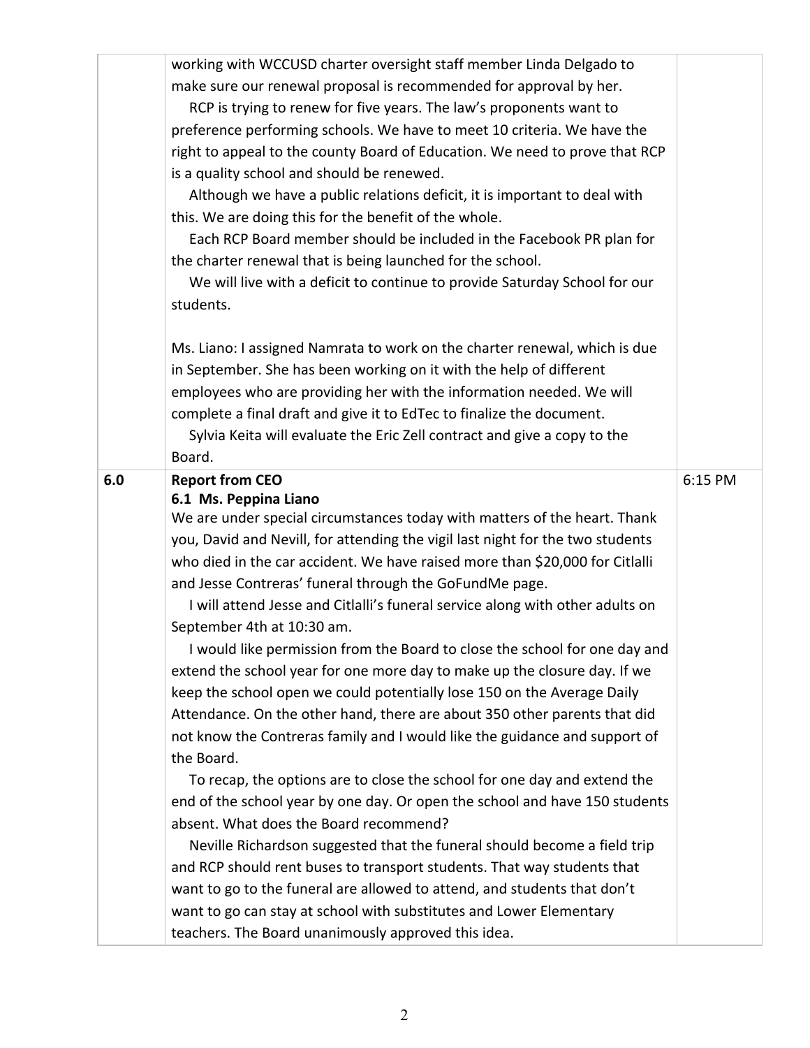| | | |
|---|---|---|
| | working with WCCUSD charter oversight staff member Linda Delgado to make sure our renewal proposal is recommended for approval by her.<br>RCP is trying to renew for five years. The law's proponents want to preference performing schools. We have to meet 10 criteria. We have the right to appeal to the county Board of Education. We need to prove that RCP is a quality school and should be renewed.<br>Although we have a public relations deficit, it is important to deal with this. We are doing this for the benefit of the whole.<br>Each RCP Board member should be included in the Facebook PR plan for the charter renewal that is being launched for the school.<br>We will live with a deficit to continue to provide Saturday School for our students.<br><br>Ms. Liano: I assigned Namrata to work on the charter renewal, which is due in September. She has been working on it with the help of different employees who are providing her with the information needed. We will complete a final draft and give it to EdTec to finalize the document.<br>Sylvia Keita will evaluate the Eric Zell contract and give a copy to the Board. | |
| **6.0** | **Report from CEO**<br>**6.1 Ms. Peppina Liano**<br>We are under special circumstances today with matters of the heart. Thank you, David and Nevill, for attending the vigil last night for the two students who died in the car accident. We have raised more than $20,000 for Citlalli and Jesse Contreras' funeral through the GoFundMe page.<br>I will attend Jesse and Citlalli's funeral service along with other adults on September 4th at 10:30 am.<br>I would like permission from the Board to close the school for one day and extend the school year for one more day to make up the closure day. If we keep the school open we could potentially lose 150 on the Average Daily Attendance. On the other hand, there are about 350 other parents that did not know the Contreras family and I would like the guidance and support of the Board.<br>To recap, the options are to close the school for one day and extend the end of the school year by one day. Or open the school and have 150 students absent. What does the Board recommend?<br>Neville Richardson suggested that the funeral should become a field trip and RCP should rent buses to transport students. That way students that want to go to the funeral are allowed to attend, and students that don't want to go can stay at school with substitutes and Lower Elementary teachers. The Board unanimously approved this idea. | 6:15 PM |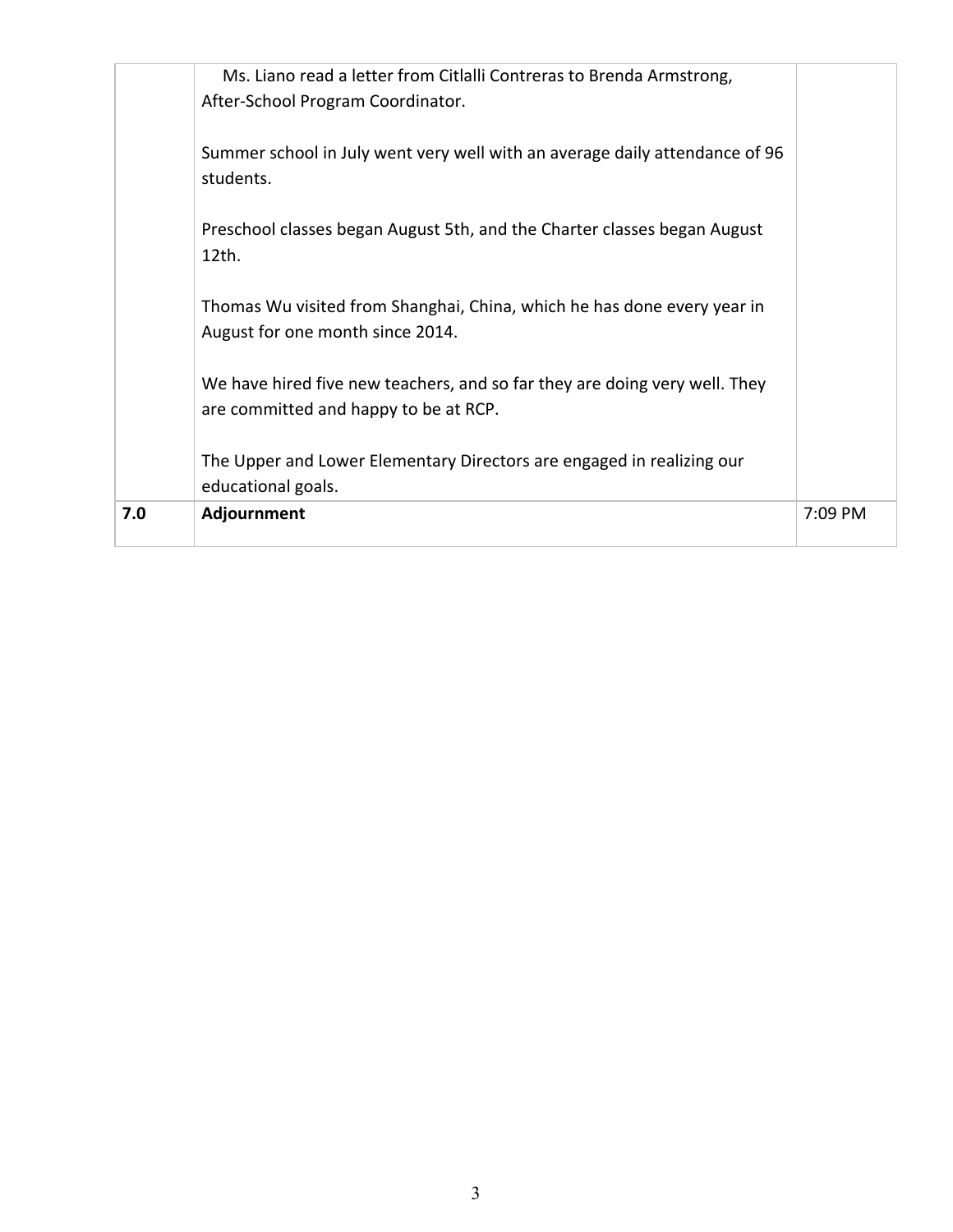| | | |
|---|---|---|
| | Ms. Liano read a letter from Citlalli Contreras to Brenda Armstrong, After-School Program Coordinator.<br><br>Summer school in July went very well with an average daily attendance of 96 students.<br><br>Preschool classes began August 5th, and the Charter classes began August 12th.<br><br>Thomas Wu visited from Shanghai, China, which he has done every year in August for one month since 2014.<br><br>We have hired five new teachers, and so far they are doing very well. They are committed and happy to be at RCP.<br><br>The Upper and Lower Elementary Directors are engaged in realizing our educational goals. | |
| **7.0** | **Adjournment** | 7:09 PM |